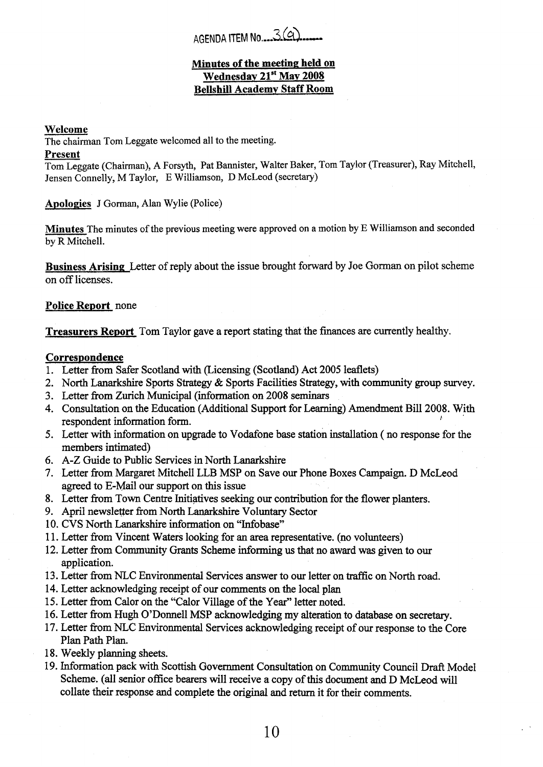AGENDA ITEM No....3(a)......

**Minutes of the meeting held on**
**Wednesday 21st May 2008**
**Bellshill Academy Staff Room**

**Welcome**
The chairman Tom Leggate welcomed all to the meeting.

**Present**
Tom Leggate (Chairman), A Forsyth, Pat Bannister, Walter Baker, Tom Taylor (Treasurer), Ray Mitchell, Jensen Connelly, M Taylor, E Williamson, D McLeod (secretary)

**Apologies** J Gorman, Alan Wylie (Police)

**Minutes** The minutes of the previous meeting were approved on a motion by E Williamson and seconded by R Mitchell.

**Business Arising** Letter of reply about the issue brought forward by Joe Gorman on pilot scheme on off licenses.

**Police Report** none

**Treasurers Report** Tom Taylor gave a report stating that the finances are currently healthy.

**Correspondence**

1. Letter from Safer Scotland with (Licensing (Scotland) Act 2005 leaflets)
2. North Lanarkshire Sports Strategy & Sports Facilities Strategy, with community group survey.
3. Letter from Zurich Municipal (information on 2008 seminars
4. Consultation on the Education (Additional Support for Learning) Amendment Bill 2008. With respondent information form.
5. Letter with information on upgrade to Vodafone base station installation ( no response for the members intimated)
6. A-Z Guide to Public Services in North Lanarkshire
7. Letter from Margaret Mitchell LLB MSP on Save our Phone Boxes Campaign. D McLeod agreed to E-Mail our support on this issue
8. Letter from Town Centre Initiatives seeking our contribution for the flower planters.
9. April newsletter from North Lanarkshire Voluntary Sector
10. CVS North Lanarkshire information on "Infobase"
11. Letter from Vincent Waters looking for an area representative. (no volunteers)
12. Letter from Community Grants Scheme informing us that no award was given to our application.
13. Letter from NLC Environmental Services answer to our letter on traffic on North road.
14. Letter acknowledging receipt of our comments on the local plan
15. Letter from Calor on the "Calor Village of the Year" letter noted.
16. Letter from Hugh O'Donnell MSP acknowledging my alteration to database on secretary.
17. Letter from NLC Environmental Services acknowledging receipt of our response to the Core Plan Path Plan.
18. Weekly planning sheets.
19. Information pack with Scottish Government Consultation on Community Council Draft Model Scheme. (all senior office bearers will receive a copy of this document and D McLeod will collate their response and complete the original and return it for their comments.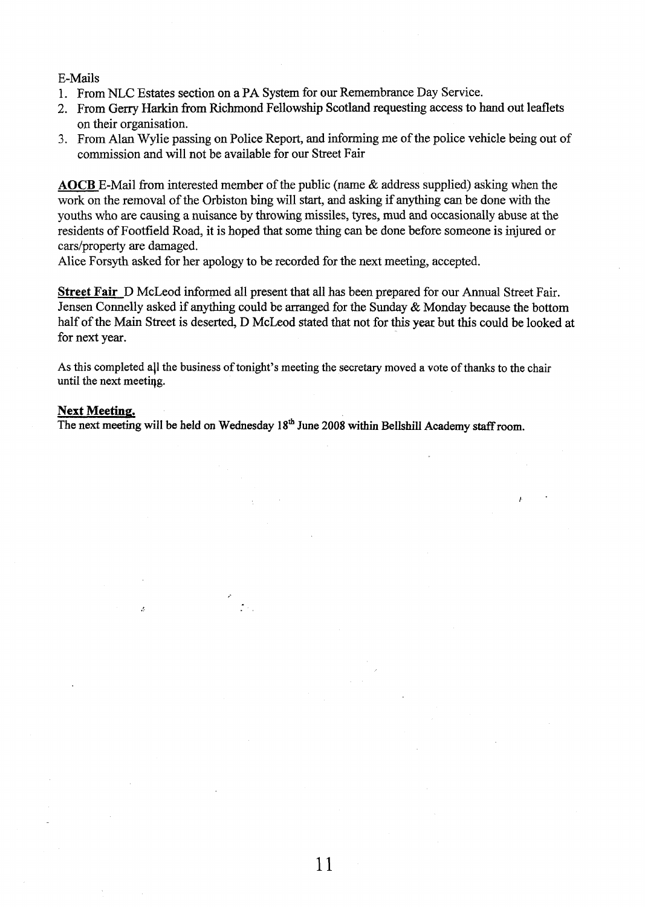E-Mails

1. From NLC Estates section on a PA System for our Remembrance Day Service.
2. From Gerry Harkin from Richmond Fellowship Scotland requesting access to hand out leaflets on their organisation.
3. From Alan Wylie passing on Police Report, and informing me of the police vehicle being out of commission and will not be available for our Street Fair

**AOCB** E-Mail from interested member of the public (name & address supplied) asking when the work on the removal of the Orbiston bing will start, and asking if anything can be done with the youths who are causing a nuisance by throwing missiles, tyres, mud and occasionally abuse at the residents of Footfield Road, it is hoped that some thing can be done before someone is injured or cars/property are damaged.

Alice Forsyth asked for her apology to be recorded for the next meeting, accepted.

**Street Fair** D McLeod informed all present that all has been prepared for our Annual Street Fair. Jensen Connelly asked if anything could be arranged for the Sunday & Monday because the bottom half of the Main Street is deserted, D McLeod stated that not for this year but this could be looked at for next year.

As this completed all the business of tonight's meeting the secretary moved a vote of thanks to the chair until the next meeting.

**Next Meeting.**

The next meeting will be held on Wednesday 18th June 2008 within Bellshill Academy staff room.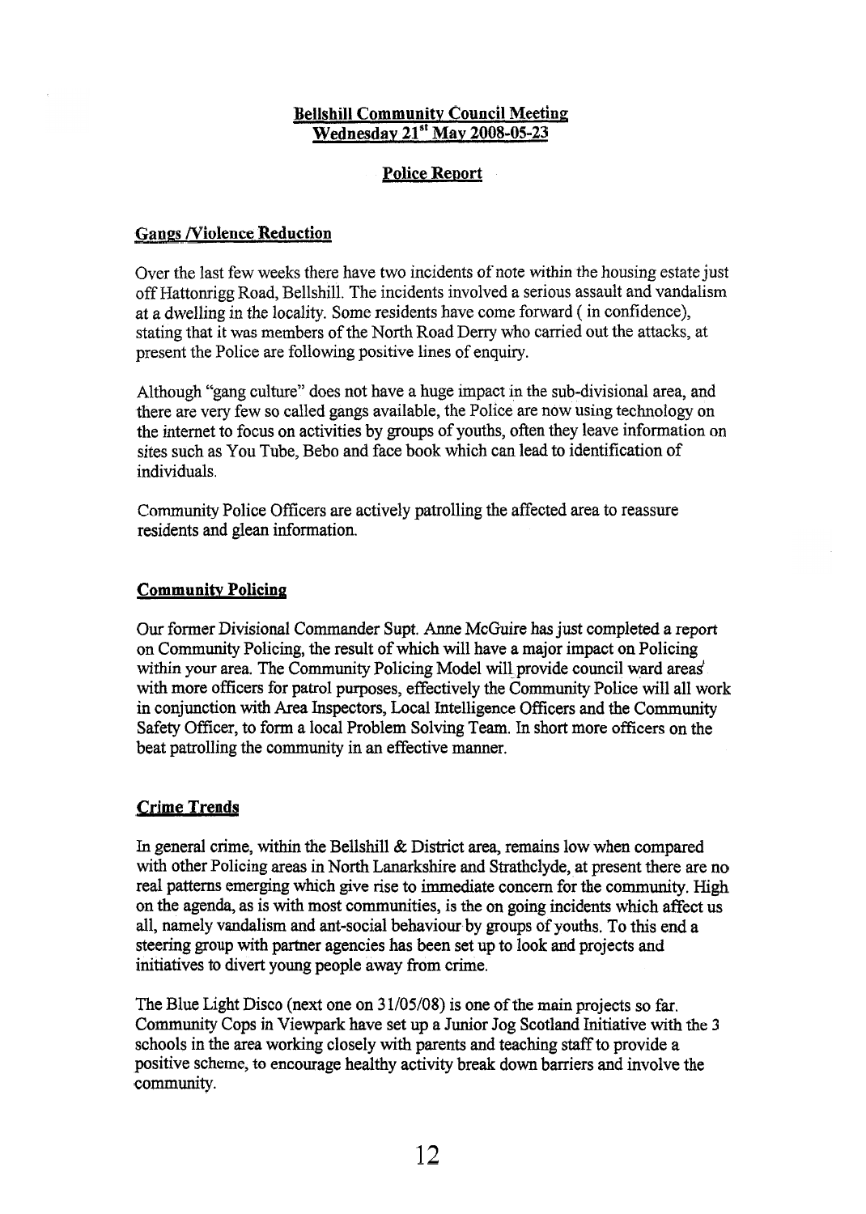**Bellshill Community Council Meeting**
**Wednesday 21st May 2008-05-23**

**Police Report**

**Gangs /Violence Reduction**

Over the last few weeks there have two incidents of note within the housing estate just off Hattonrigg Road, Bellshill. The incidents involved a serious assault and vandalism at a dwelling in the locality. Some residents have come forward ( in confidence), stating that it was members of the North Road Derry who carried out the attacks, at present the Police are following positive lines of enquiry.

Although "gang culture" does not have a huge impact in the sub-divisional area, and there are very few so called gangs available, the Police are now using technology on the internet to focus on activities by groups of youths, often they leave information on sites such as You Tube, Bebo and face book which can lead to identification of individuals.

Community Police Officers are actively patrolling the affected area to reassure residents and glean information.

**Community Policing**

Our former Divisional Commander Supt. Anne McGuire has just completed a report on Community Policing, the result of which will have a major impact on Policing within your area. The Community Policing Model will provide council ward areas with more officers for patrol purposes, effectively the Community Police will all work in conjunction with Area Inspectors, Local Intelligence Officers and the Community Safety Officer, to form a local Problem Solving Team. In short more officers on the beat patrolling the community in an effective manner.

**Crime Trends**

In general crime, within the Bellshill & District area, remains low when compared with other Policing areas in North Lanarkshire and Strathclyde, at present there are no real patterns emerging which give rise to immediate concern for the community. High on the agenda, as is with most communities, is the on going incidents which affect us all, namely vandalism and ant-social behaviour by groups of youths. To this end a steering group with partner agencies has been set up to look and projects and initiatives to divert young people away from crime.

The Blue Light Disco (next one on 31/05/08) is one of the main projects so far. Community Cops in Viewpark have set up a Junior Jog Scotland Initiative with the 3 schools in the area working closely with parents and teaching staff to provide a positive scheme, to encourage healthy activity break down barriers and involve the community.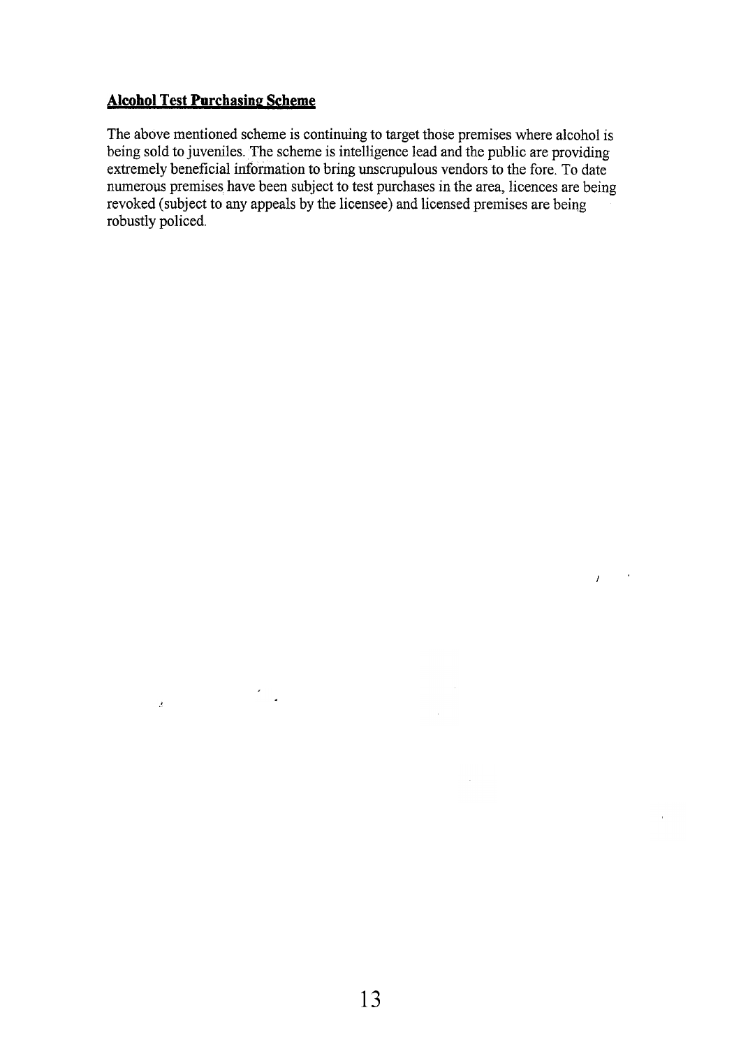## Alcohol Test Purchasing Scheme

The above mentioned scheme is continuing to target those premises where alcohol is being sold to juveniles. The scheme is intelligence lead and the public are providing extremely beneficial information to bring unscrupulous vendors to the fore. To date numerous premises have been subject to test purchases in the area, licences are being revoked (subject to any appeals by the licensee) and licensed premises are being robustly policed.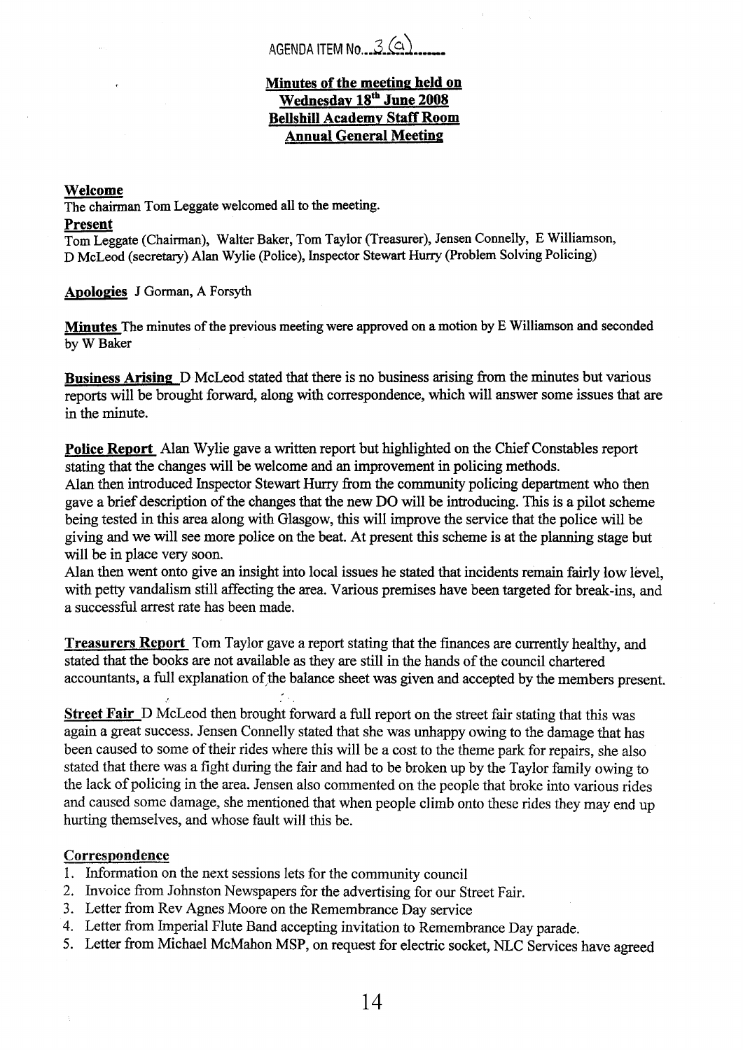AGENDA ITEM No. 3(a)

**Minutes of the meeting held on**
**Wednesday 18th June 2008**
**Bellshill Academy Staff Room**
**Annual General Meeting**

**Welcome**
The chairman Tom Leggate welcomed all to the meeting.

**Present**
Tom Leggate (Chairman), Walter Baker, Tom Taylor (Treasurer), Jensen Connelly, E Williamson, D McLeod (secretary) Alan Wylie (Police), Inspector Stewart Hurry (Problem Solving Policing)

**Apologies** J Gorman, A Forsyth

**Minutes** The minutes of the previous meeting were approved on a motion by E Williamson and seconded by W Baker

**Business Arising** D McLeod stated that there is no business arising from the minutes but various reports will be brought forward, along with correspondence, which will answer some issues that are in the minute.

**Police Report** Alan Wylie gave a written report but highlighted on the Chief Constables report stating that the changes will be welcome and an improvement in policing methods.
Alan then introduced Inspector Stewart Hurry from the community policing department who then gave a brief description of the changes that the new DO will be introducing. This is a pilot scheme being tested in this area along with Glasgow, this will improve the service that the police will be giving and we will see more police on the beat. At present this scheme is at the planning stage but will be in place very soon.
Alan then went onto give an insight into local issues he stated that incidents remain fairly low level, with petty vandalism still affecting the area. Various premises have been targeted for break-ins, and a successful arrest rate has been made.

**Treasurers Report** Tom Taylor gave a report stating that the finances are currently healthy, and stated that the books are not available as they are still in the hands of the council chartered accountants, a full explanation of the balance sheet was given and accepted by the members present.

**Street Fair** D McLeod then brought forward a full report on the street fair stating that this was again a great success. Jensen Connelly stated that she was unhappy owing to the damage that has been caused to some of their rides where this will be a cost to the theme park for repairs, she also stated that there was a fight during the fair and had to be broken up by the Taylor family owing to the lack of policing in the area. Jensen also commented on the people that broke into various rides and caused some damage, she mentioned that when people climb onto these rides they may end up hurting themselves, and whose fault will this be.

**Correspondence**

1. Information on the next sessions lets for the community council
2. Invoice from Johnston Newspapers for the advertising for our Street Fair.
3. Letter from Rev Agnes Moore on the Remembrance Day service
4. Letter from Imperial Flute Band accepting invitation to Remembrance Day parade.
5. Letter from Michael McMahon MSP, on request for electric socket, NLC Services have agreed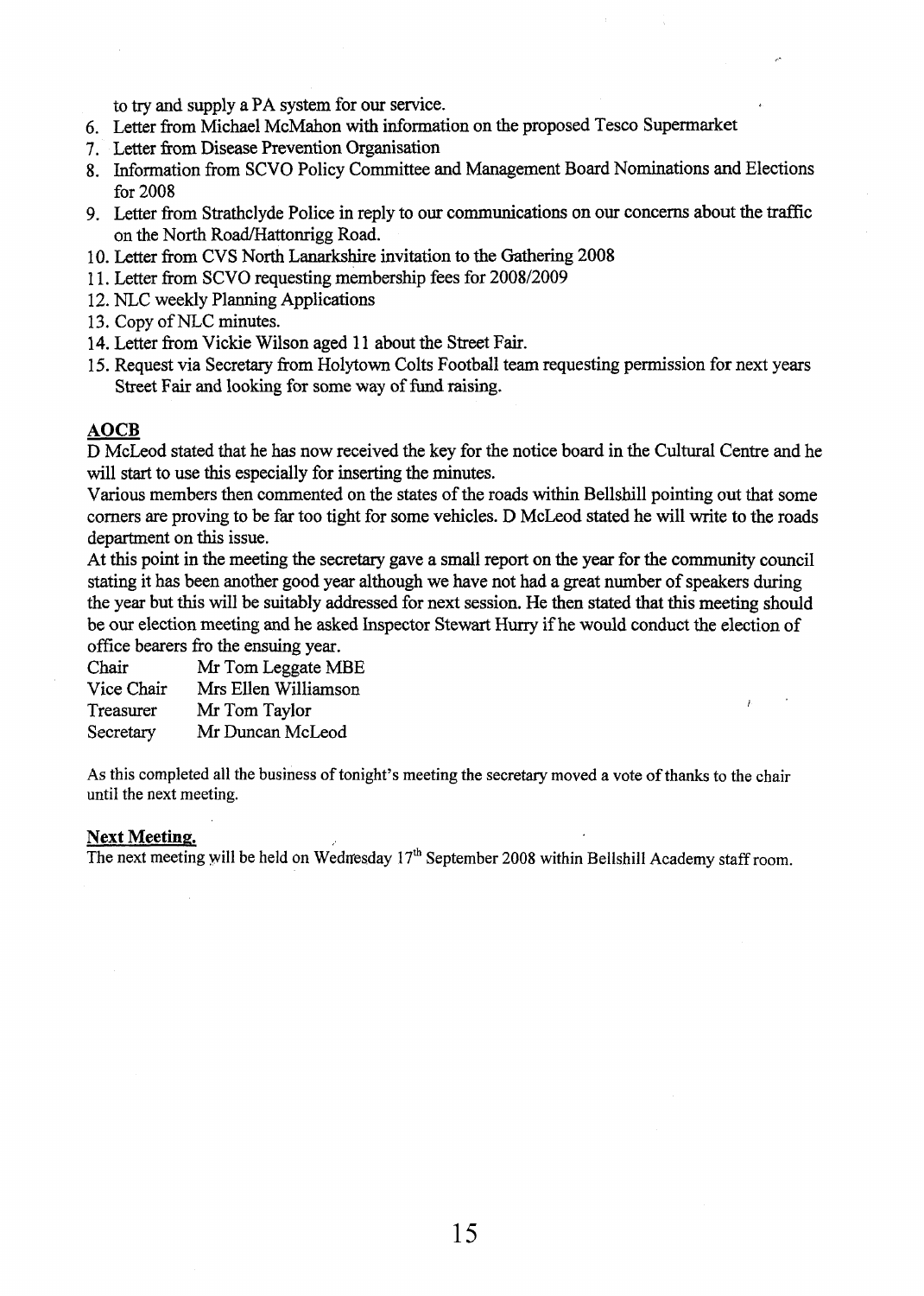to try and supply a PA system for our service.

6. Letter from Michael McMahon with information on the proposed Tesco Supermarket
7. Letter from Disease Prevention Organisation
8. Information from SCVO Policy Committee and Management Board Nominations and Elections for 2008
9. Letter from Strathclyde Police in reply to our communications on our concerns about the traffic on the North Road/Hattonrigg Road.
10. Letter from CVS North Lanarkshire invitation to the Gathering 2008
11. Letter from SCVO requesting membership fees for 2008/2009
12. NLC weekly Planning Applications
13. Copy of NLC minutes.
14. Letter from Vickie Wilson aged 11 about the Street Fair.
15. Request via Secretary from Holytown Colts Football team requesting permission for next years Street Fair and looking for some way of fund raising.

## AOCB

D McLeod stated that he has now received the key for the notice board in the Cultural Centre and he will start to use this especially for inserting the minutes.

Various members then commented on the states of the roads within Bellshill pointing out that some corners are proving to be far too tight for some vehicles. D McLeod stated he will write to the roads department on this issue.

At this point in the meeting the secretary gave a small report on the year for the community council stating it has been another good year although we have not had a great number of speakers during the year but this will be suitably addressed for next session. He then stated that this meeting should be our election meeting and he asked Inspector Stewart Hurry if he would conduct the election of office bearers fro the ensuing year.

| | |
|---|---|
| Chair | Mr Tom Leggate MBE |
| Vice Chair | Mrs Ellen Williamson |
| Treasurer | Mr Tom Taylor |
| Secretary | Mr Duncan McLeod |

As this completed all the business of tonight's meeting the secretary moved a vote of thanks to the chair until the next meeting.

## Next Meeting.

The next meeting will be held on Wednesday 17th September 2008 within Bellshill Academy staff room.